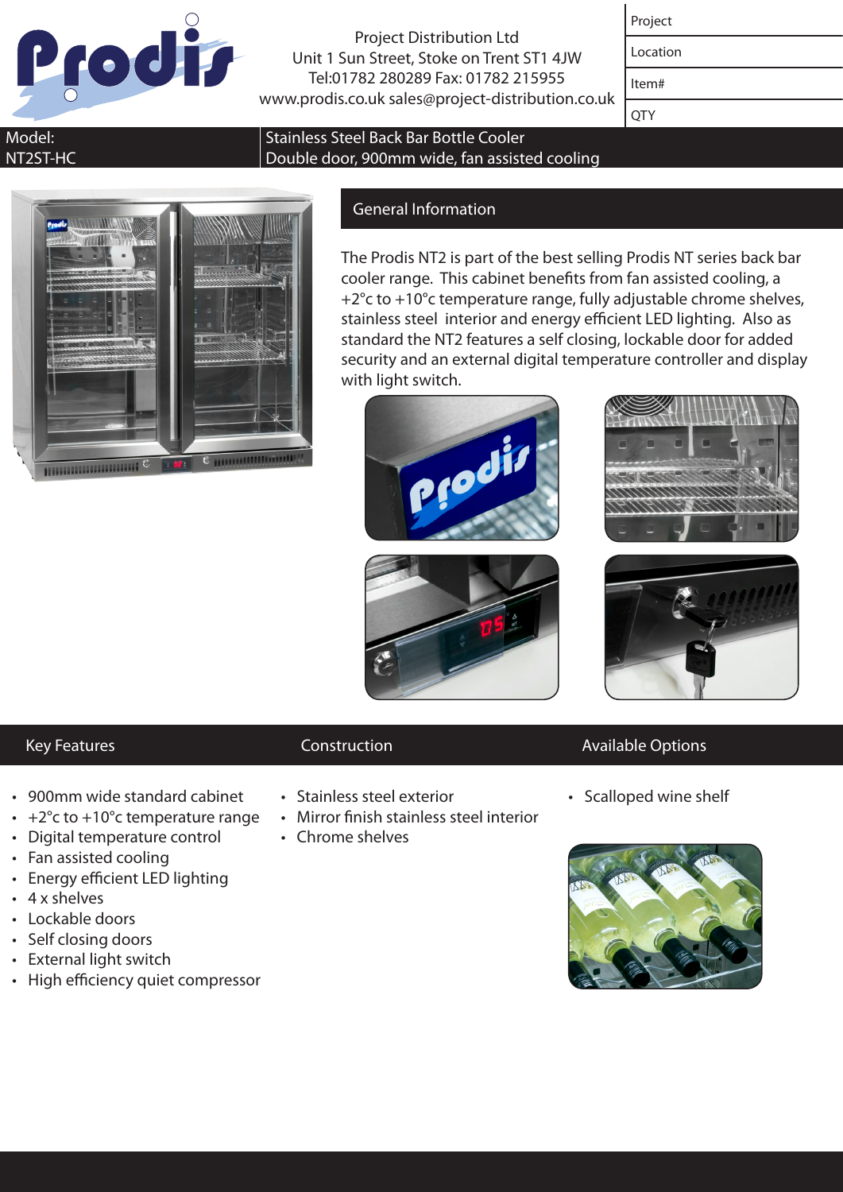Project Distribution Ltd
Unit 1 Sun Street, Stoke on Trent ST1 4JW
Tel:01782 280289 Fax: 01782 215955
www.prodis.co.uk sales@project-distribution.co.uk

| Project | |
|---|---|
| Location | |
| Item# | |
| QTY | |

| Model: NT2ST-HC | Stainless Steel Back Bar Bottle Cooler<br>Double door, 900mm wide, fan assisted cooling |
|---|---|

## General Information

The Prodis NT2 is part of the best selling Prodis NT series back bar cooler range. This cabinet benefits from fan assisted cooling, a +2°c to +10°c temperature range, fully adjustable chrome shelves, stainless steel interior and energy efficient LED lighting. Also as standard the NT2 features a self closing, lockable door for added security and an external digital temperature controller and display with light switch.

## Key Features

- 900mm wide standard cabinet
- +2°c to +10°c temperature range
- Digital temperature control
- Fan assisted cooling
- Energy efficient LED lighting
- 4 x shelves
- Lockable doors
- Self closing doors
- External light switch
- High efficiency quiet compressor

## Construction

- Stainless steel exterior
- Mirror finish stainless steel interior
- Chrome shelves

## Available Options

- Scalloped wine shelf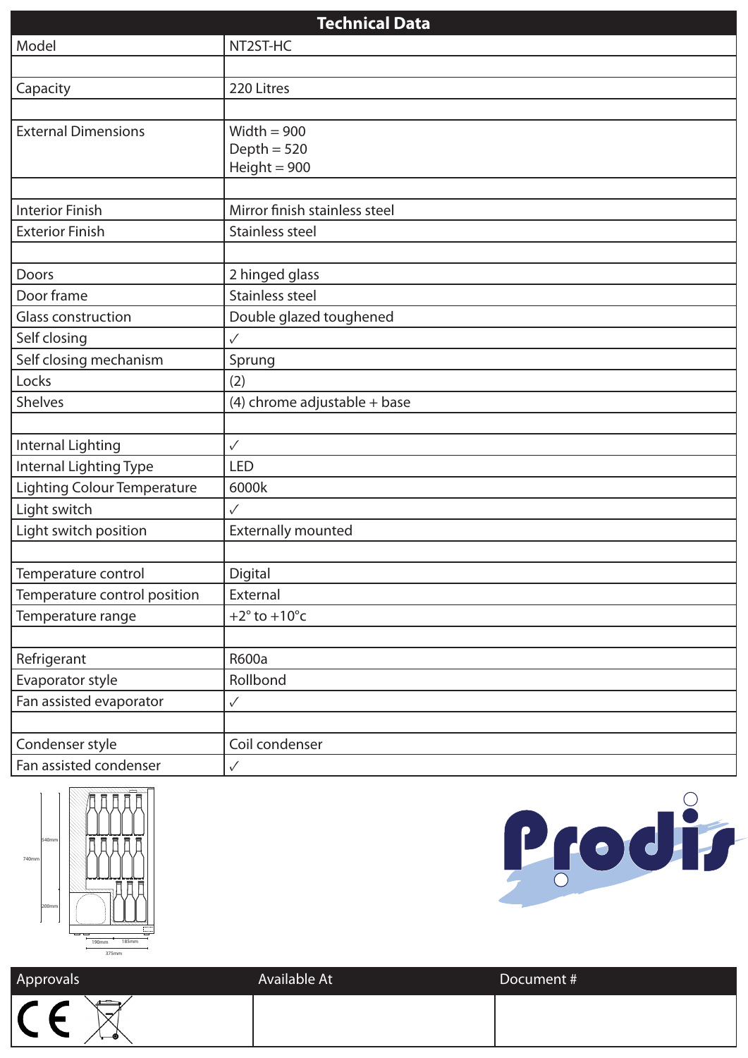| Technical Data | |
|---|---|
| Model | NT2ST-HC |
| | |
| Capacity | 220 Litres |
| | |
| External Dimensions | Width = 900<br>Depth = 520<br>Height = 900 |
| | |
| Interior Finish | Mirror finish stainless steel |
| Exterior Finish | Stainless steel |
| | |
| Doors | 2 hinged glass |
| Door frame | Stainless steel |
| Glass construction | Double glazed toughened |
| Self closing | ✓ |
| Self closing mechanism | Sprung |
| Locks | (2) |
| Shelves | (4) chrome adjustable + base |
| | |
| Internal Lighting | ✓ |
| Internal Lighting Type | LED |
| Lighting Colour Temperature | 6000k |
| Light switch | ✓ |
| Light switch position | Externally mounted |
| | |
| Temperature control | Digital |
| Temperature control position | External |
| Temperature range | +2° to +10°c |
| | |
| Refrigerant | R600a |
| Evaporator style | Rollbond |
| Fan assisted evaporator | ✓ |
| | |
| Condenser style | Coil condenser |
| Fan assisted condenser | ✓ |

740mm
540mm
200mm
190mm
185mm
375mm

Prodis

| Approvals | Available At | Document # |
|---|---|---|
| CE | | |